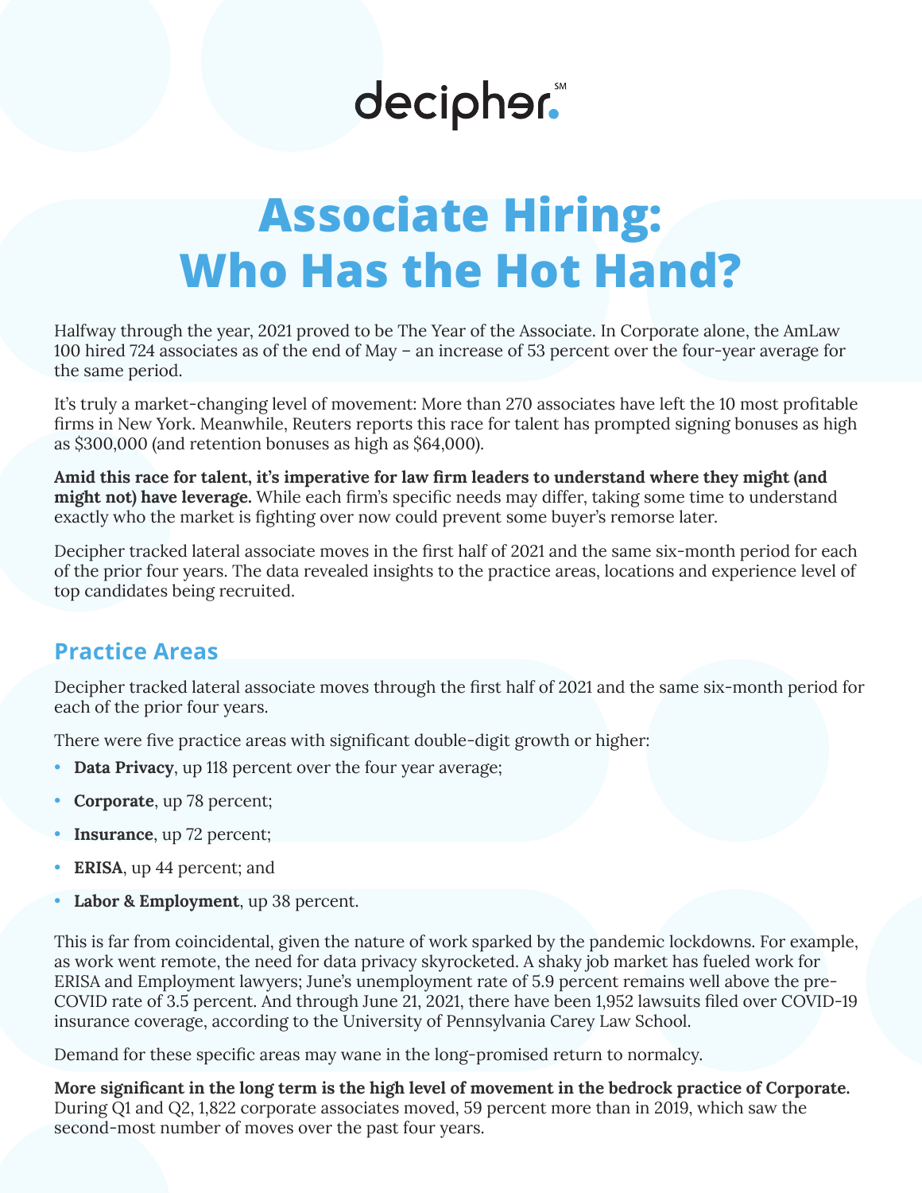decipher.℠

# Associate Hiring: Who Has the Hot Hand?

Halfway through the year, 2021 proved to be The Year of the Associate. In Corporate alone, the AmLaw 100 hired 724 associates as of the end of May – an increase of 53 percent over the four-year average for the same period.

It's truly a market-changing level of movement: More than 270 associates have left the 10 most profitable firms in New York. Meanwhile, Reuters reports this race for talent has prompted signing bonuses as high as $300,000 (and retention bonuses as high as $64,000).

**Amid this race for talent, it's imperative for law firm leaders to understand where they might (and might not) have leverage.** While each firm's specific needs may differ, taking some time to understand exactly who the market is fighting over now could prevent some buyer's remorse later.

Decipher tracked lateral associate moves in the first half of 2021 and the same six-month period for each of the prior four years. The data revealed insights to the practice areas, locations and experience level of top candidates being recruited.

## Practice Areas

Decipher tracked lateral associate moves through the first half of 2021 and the same six-month period for each of the prior four years.

There were five practice areas with significant double-digit growth or higher:

- **Data Privacy**, up 118 percent over the four year average;
- **Corporate**, up 78 percent;
- **Insurance**, up 72 percent;
- **ERISA**, up 44 percent; and
- **Labor & Employment**, up 38 percent.

This is far from coincidental, given the nature of work sparked by the pandemic lockdowns. For example, as work went remote, the need for data privacy skyrocketed. A shaky job market has fueled work for ERISA and Employment lawyers; June's unemployment rate of 5.9 percent remains well above the pre-COVID rate of 3.5 percent. And through June 21, 2021, there have been 1,952 lawsuits filed over COVID-19 insurance coverage, according to the University of Pennsylvania Carey Law School.

Demand for these specific areas may wane in the long-promised return to normalcy.

**More significant in the long term is the high level of movement in the bedrock practice of Corporate.** During Q1 and Q2, 1,822 corporate associates moved, 59 percent more than in 2019, which saw the second-most number of moves over the past four years.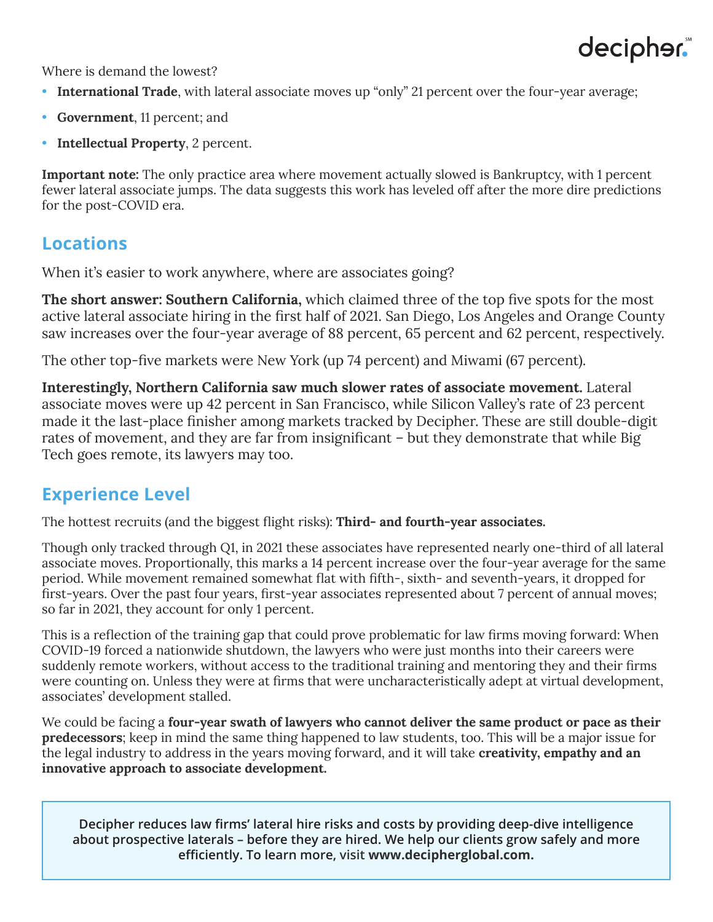Where is demand the lowest?

- **International Trade**, with lateral associate moves up "only" 21 percent over the four-year average;
- **Government**, 11 percent; and
- **Intellectual Property**, 2 percent.

**Important note:** The only practice area where movement actually slowed is Bankruptcy, with 1 percent fewer lateral associate jumps. The data suggests this work has leveled off after the more dire predictions for the post-COVID era.

## Locations

When it's easier to work anywhere, where are associates going?

**The short answer: Southern California,** which claimed three of the top five spots for the most active lateral associate hiring in the first half of 2021. San Diego, Los Angeles and Orange County saw increases over the four-year average of 88 percent, 65 percent and 62 percent, respectively.

The other top-five markets were New York (up 74 percent) and Miwami (67 percent).

**Interestingly, Northern California saw much slower rates of associate movement.** Lateral associate moves were up 42 percent in San Francisco, while Silicon Valley's rate of 23 percent made it the last-place finisher among markets tracked by Decipher. These are still double-digit rates of movement, and they are far from insignificant – but they demonstrate that while Big Tech goes remote, its lawyers may too.

## Experience Level

The hottest recruits (and the biggest flight risks): **Third- and fourth-year associates.**

Though only tracked through Q1, in 2021 these associates have represented nearly one-third of all lateral associate moves. Proportionally, this marks a 14 percent increase over the four-year average for the same period. While movement remained somewhat flat with fifth-, sixth- and seventh-years, it dropped for first-years. Over the past four years, first-year associates represented about 7 percent of annual moves; so far in 2021, they account for only 1 percent.

This is a reflection of the training gap that could prove problematic for law firms moving forward: When COVID-19 forced a nationwide shutdown, the lawyers who were just months into their careers were suddenly remote workers, without access to the traditional training and mentoring they and their firms were counting on. Unless they were at firms that were uncharacteristically adept at virtual development, associates' development stalled.

We could be facing a **four-year swath of lawyers who cannot deliver the same product or pace as their predecessors**; keep in mind the same thing happened to law students, too. This will be a major issue for the legal industry to address in the years moving forward, and it will take **creativity, empathy and an innovative approach to associate development.**

**Decipher reduces law firms' lateral hire risks and costs by providing deep-dive intelligence about prospective laterals – before they are hired. We help our clients grow safely and more efficiently. To learn more, visit www.decipherglobal.com.**